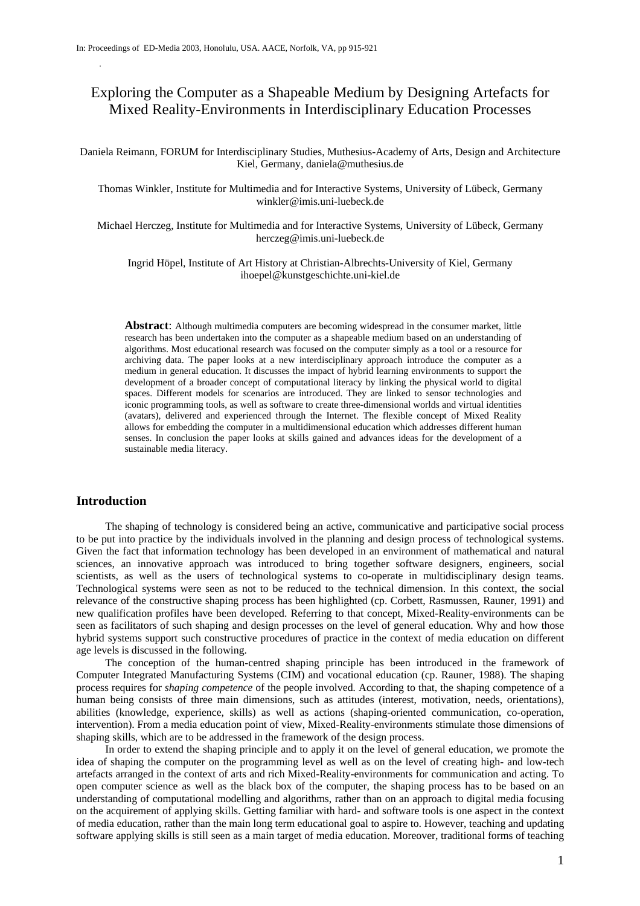In: Proceedings of ED-Media 2003, Honolulu, USA. AACE, Norfolk, VA, pp 915-921

# Exploring the Computer as a Shapeable Medium by Designing Artefacts for Mixed Reality-Environments in Interdisciplinary Education Processes

Daniela Reimann, FORUM for Interdisciplinary Studies, Muthesius-Academy of Arts, Design and Architecture Kiel, Germany, daniela@muthesius.de

Thomas Winkler, Institute for Multimedia and for Interactive Systems, University of Lübeck, Germany winkler@imis.uni-luebeck.de

Michael Herczeg, Institute for Multimedia and for Interactive Systems, University of Lübeck, Germany herczeg@imis.uni-luebeck.de

Ingrid Höpel, Institute of Art History at Christian-Albrechts-University of Kiel, Germany ihoepel@kunstgeschichte.uni-kiel.de

**Abstract**: Although multimedia computers are becoming widespread in the consumer market, little research has been undertaken into the computer as a shapeable medium based on an understanding of algorithms. Most educational research was focused on the computer simply as a tool or a resource for archiving data. The paper looks at a new interdisciplinary approach introduce the computer as a medium in general education. It discusses the impact of hybrid learning environments to support the development of a broader concept of computational literacy by linking the physical world to digital spaces. Different models for scenarios are introduced. They are linked to sensor technologies and iconic programming tools, as well as software to create three-dimensional worlds and virtual identities (avatars), delivered and experienced through the Internet. The flexible concept of Mixed Reality allows for embedding the computer in a multidimensional education which addresses different human senses. In conclusion the paper looks at skills gained and advances ideas for the development of a sustainable media literacy.

## Introduction

The shaping of technology is considered being an active, communicative and participative social process to be put into practice by the individuals involved in the planning and design process of technological systems. Given the fact that information technology has been developed in an environment of mathematical and natural sciences, an innovative approach was introduced to bring together software designers, engineers, social scientists, as well as the users of technological systems to co-operate in multidisciplinary design teams. Technological systems were seen as not to be reduced to the technical dimension. In this context, the social relevance of the constructive shaping process has been highlighted (cp. Corbett, Rasmussen, Rauner, 1991) and new qualification profiles have been developed. Referring to that concept, Mixed-Reality-environments can be seen as facilitators of such shaping and design processes on the level of general education. Why and how those hybrid systems support such constructive procedures of practice in the context of media education on different age levels is discussed in the following.

The conception of the human-centred shaping principle has been introduced in the framework of Computer Integrated Manufacturing Systems (CIM) and vocational education (cp. Rauner, 1988). The shaping process requires for *shaping competence* of the people involved. According to that, the shaping competence of a human being consists of three main dimensions, such as attitudes (interest, motivation, needs, orientations), abilities (knowledge, experience, skills) as well as actions (shaping-oriented communication, co-operation, intervention). From a media education point of view, Mixed-Reality-environments stimulate those dimensions of shaping skills, which are to be addressed in the framework of the design process.

In order to extend the shaping principle and to apply it on the level of general education, we promote the idea of shaping the computer on the programming level as well as on the level of creating high- and low-tech artefacts arranged in the context of arts and rich Mixed-Reality-environments for communication and acting. To open computer science as well as the black box of the computer, the shaping process has to be based on an understanding of computational modelling and algorithms, rather than on an approach to digital media focusing on the acquirement of applying skills. Getting familiar with hard- and software tools is one aspect in the context of media education, rather than the main long term educational goal to aspire to. However, teaching and updating software applying skills is still seen as a main target of media education. Moreover, traditional forms of teaching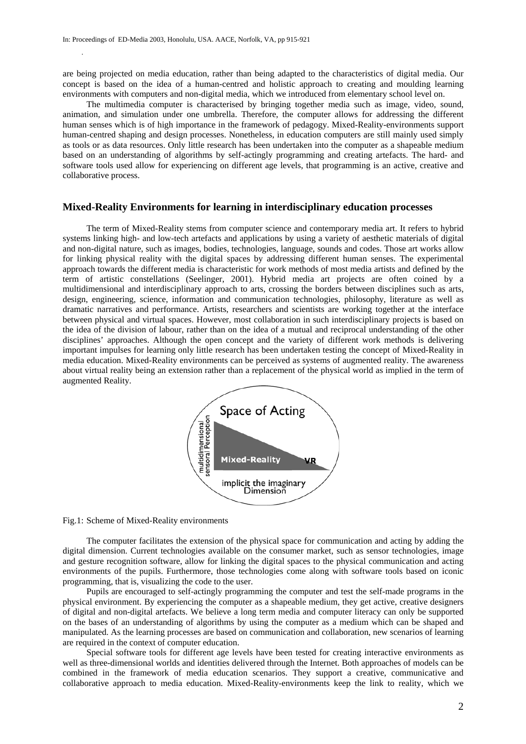are being projected on media education, rather than being adapted to the characteristics of digital media. Our concept is based on the idea of a human-centred and holistic approach to creating and moulding learning environments with computers and non-digital media, which we introduced from elementary school level on.

The multimedia computer is characterised by bringing together media such as image, video, sound, animation, and simulation under one umbrella. Therefore, the computer allows for addressing the different human senses which is of high importance in the framework of pedagogy. Mixed-Reality-environments support human-centred shaping and design processes. Nonetheless, in education computers are still mainly used simply as tools or as data resources. Only little research has been undertaken into the computer as a shapeable medium based on an understanding of algorithms by self-actingly programming and creating artefacts. The hard- and software tools used allow for experiencing on different age levels, that programming is an active, creative and collaborative process.

## Mixed-Reality Environments for learning in interdisciplinary education processes

The term of Mixed-Reality stems from computer science and contemporary media art. It refers to hybrid systems linking high- and low-tech artefacts and applications by using a variety of aesthetic materials of digital and non-digital nature, such as images, bodies, technologies, language, sounds and codes. Those art works allow for linking physical reality with the digital spaces by addressing different human senses. The experimental approach towards the different media is characteristic for work methods of most media artists and defined by the term of artistic constellations (Seelinger, 2001). Hybrid media art projects are often coined by a multidimensional and interdisciplinary approach to arts, crossing the borders between disciplines such as arts, design, engineering, science, information and communication technologies, philosophy, literature as well as dramatic narratives and performance. Artists, researchers and scientists are working together at the interface between physical and virtual spaces. However, most collaboration in such interdisciplinary projects is based on the idea of the division of labour, rather than on the idea of a mutual and reciprocal understanding of the other disciplines' approaches. Although the open concept and the variety of different work methods is delivering important impulses for learning only little research has been undertaken testing the concept of Mixed-Reality in media education. Mixed-Reality environments can be perceived as systems of augmented reality. The awareness about virtual reality being an extension rather than a replacement of the physical world as implied in the term of augmented Reality.

Space of Acting

multidimensional sensoral Perception

Mixed-Reality VR

implicit the imaginary Dimension

Fig.1: Scheme of Mixed-Reality environments

The computer facilitates the extension of the physical space for communication and acting by adding the digital dimension. Current technologies available on the consumer market, such as sensor technologies, image and gesture recognition software, allow for linking the digital spaces to the physical communication and acting environments of the pupils. Furthermore, those technologies come along with software tools based on iconic programming, that is, visualizing the code to the user.

Pupils are encouraged to self-actingly programming the computer and test the self-made programs in the physical environment. By experiencing the computer as a shapeable medium, they get active, creative designers of digital and non-digital artefacts. We believe a long term media and computer literacy can only be supported on the bases of an understanding of algorithms by using the computer as a medium which can be shaped and manipulated. As the learning processes are based on communication and collaboration, new scenarios of learning are required in the context of computer education.

Special software tools for different age levels have been tested for creating interactive environments as well as three-dimensional worlds and identities delivered through the Internet. Both approaches of models can be combined in the framework of media education scenarios. They support a creative, communicative and collaborative approach to media education. Mixed-Reality-environments keep the link to reality, which we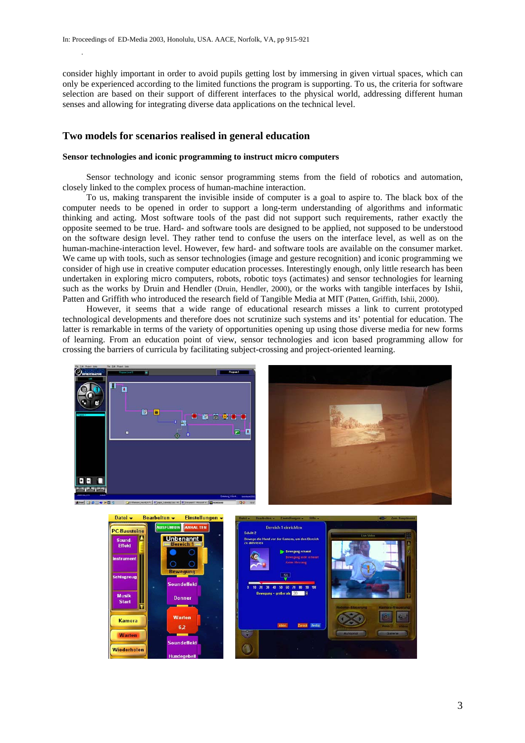consider highly important in order to avoid pupils getting lost by immersing in given virtual spaces, which can only be experienced according to the limited functions the program is supporting. To us, the criteria for software selection are based on their support of different interfaces to the physical world, addressing different human senses and allowing for integrating diverse data applications on the technical level.

## Two models for scenarios realised in general education

### Sensor technologies and iconic programming to instruct micro computers

Sensor technology and iconic sensor programming stems from the field of robotics and automation, closely linked to the complex process of human-machine interaction.

To us, making transparent the invisible inside of computer is a goal to aspire to. The black box of the computer needs to be opened in order to support a long-term understanding of algorithms and informatic thinking and acting. Most software tools of the past did not support such requirements, rather exactly the opposite seemed to be true. Hard- and software tools are designed to be applied, not supposed to be understood on the software design level. They rather tend to confuse the users on the interface level, as well as on the human-machine-interaction level. However, few hard- and software tools are available on the consumer market. We came up with tools, such as sensor technologies (image and gesture recognition) and iconic programming we consider of high use in creative computer education processes. Interestingly enough, only little research has been undertaken in exploring micro computers, robots, robotic toys (actimates) and sensor technologies for learning such as the works by Druin and Hendler (Druin, Hendler, 2000), or the works with tangible interfaces by Ishii, Patten and Griffith who introduced the research field of Tangible Media at MIT (Patten, Griffith, Ishii, 2000).

However, it seems that a wide range of educational research misses a link to current prototyped technological developments and therefore does not scrutinize such systems and its' potential for education. The latter is remarkable in terms of the variety of opportunities opening up using those diverse media for new forms of learning. From an education point of view, sensor technologies and icon based programming allow for crossing the barriers of curricula by facilitating subject-crossing and project-oriented learning.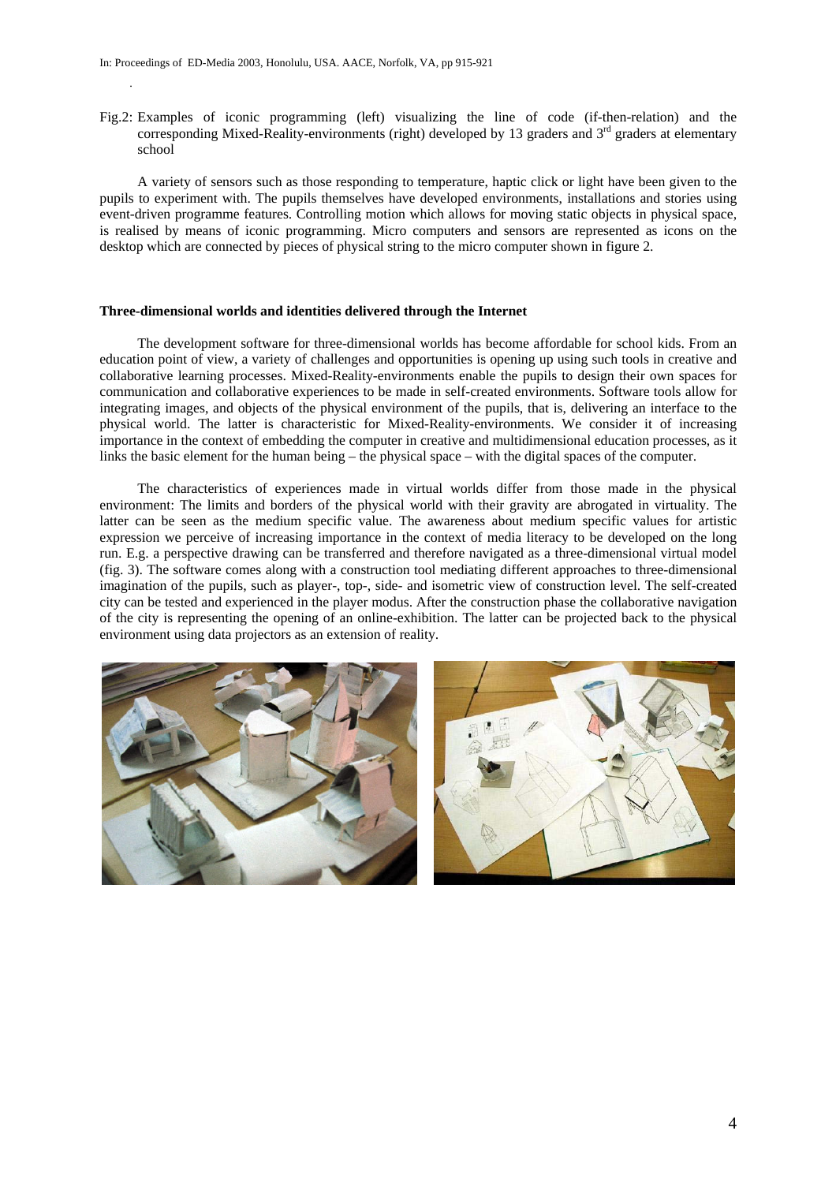Fig.2: Examples of iconic programming (left) visualizing the line of code (if-then-relation) and the corresponding Mixed-Reality-environments (right) developed by 13 graders and 3rd graders at elementary school

A variety of sensors such as those responding to temperature, haptic click or light have been given to the pupils to experiment with. The pupils themselves have developed environments, installations and stories using event-driven programme features. Controlling motion which allows for moving static objects in physical space, is realised by means of iconic programming. Micro computers and sensors are represented as icons on the desktop which are connected by pieces of physical string to the micro computer shown in figure 2.

**Three-dimensional worlds and identities delivered through the Internet**

The development software for three-dimensional worlds has become affordable for school kids. From an education point of view, a variety of challenges and opportunities is opening up using such tools in creative and collaborative learning processes. Mixed-Reality-environments enable the pupils to design their own spaces for communication and collaborative experiences to be made in self-created environments. Software tools allow for integrating images, and objects of the physical environment of the pupils, that is, delivering an interface to the physical world. The latter is characteristic for Mixed-Reality-environments. We consider it of increasing importance in the context of embedding the computer in creative and multidimensional education processes, as it links the basic element for the human being – the physical space – with the digital spaces of the computer.

The characteristics of experiences made in virtual worlds differ from those made in the physical environment: The limits and borders of the physical world with their gravity are abrogated in virtuality. The latter can be seen as the medium specific value. The awareness about medium specific values for artistic expression we perceive of increasing importance in the context of media literacy to be developed on the long run. E.g. a perspective drawing can be transferred and therefore navigated as a three-dimensional virtual model (fig. 3). The software comes along with a construction tool mediating different approaches to three-dimensional imagination of the pupils, such as player-, top-, side- and isometric view of construction level. The self-created city can be tested and experienced in the player modus. After the construction phase the collaborative navigation of the city is representing the opening of an online-exhibition. The latter can be projected back to the physical environment using data projectors as an extension of reality.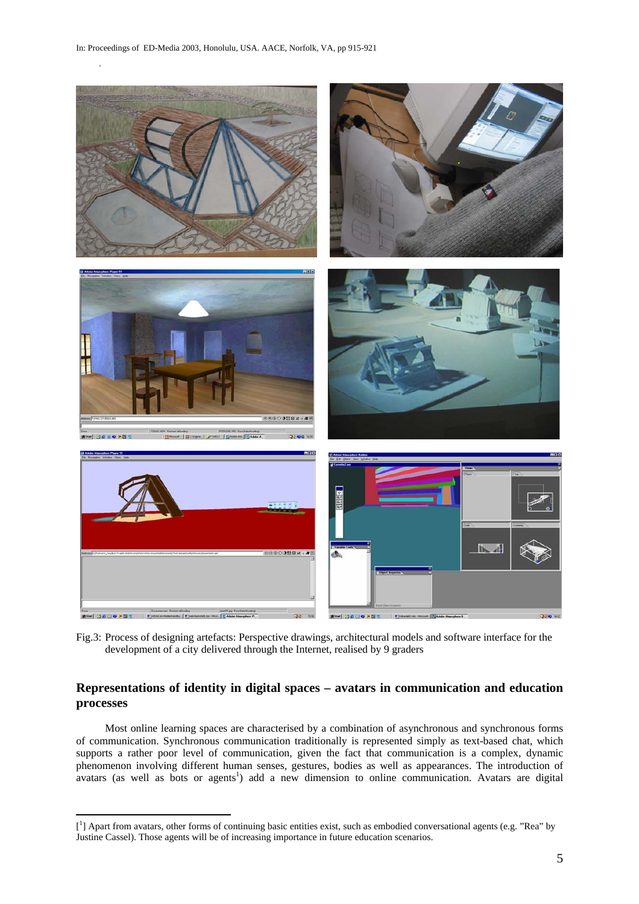Fig.3: Process of designing artefacts: Perspective drawings, architectural models and software interface for the development of a city delivered through the Internet, realised by 9 graders

## Representations of identity in digital spaces – avatars in communication and education processes

Most online learning spaces are characterised by a combination of asynchronous and synchronous forms of communication. Synchronous communication traditionally is represented simply as text-based chat, which supports a rather poor level of communication, given the fact that communication is a complex, dynamic phenomenon involving different human senses, gestures, bodies as well as appearances. The introduction of avatars (as well as bots or agents[1]) add a new dimension to online communication. Avatars are digital

---

[1] Apart from avatars, other forms of continuing basic entities exist, such as embodied conversational agents (e.g. "Rea" by Justine Cassel). Those agents will be of increasing importance in future education scenarios.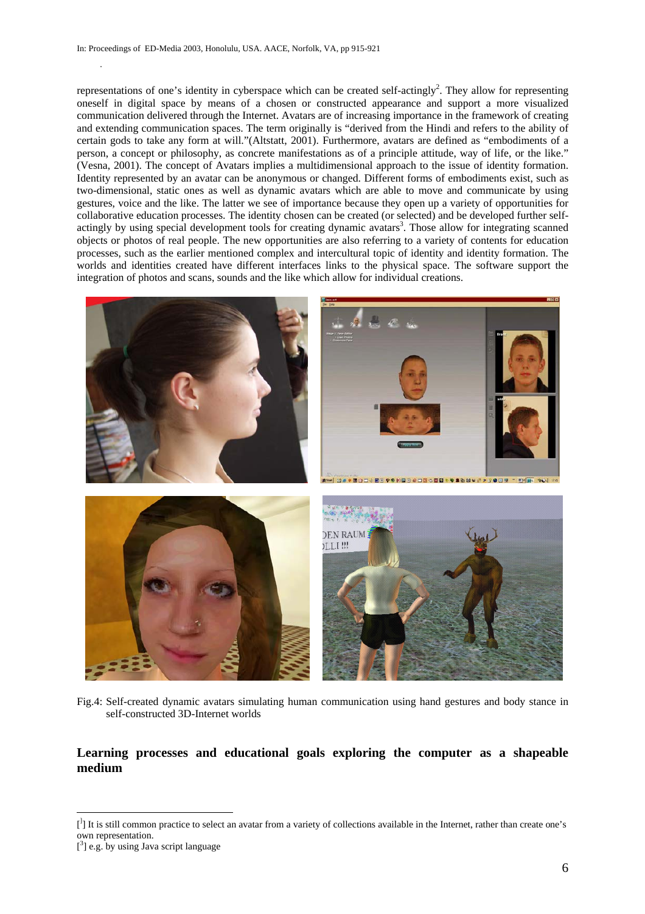representations of one's identity in cyberspace which can be created self-actingly[2]. They allow for representing oneself in digital space by means of a chosen or constructed appearance and support a more visualized communication delivered through the Internet. Avatars are of increasing importance in the framework of creating and extending communication spaces. The term originally is "derived from the Hindi and refers to the ability of certain gods to take any form at will."(Altstatt, 2001). Furthermore, avatars are defined as "embodiments of a person, a concept or philosophy, as concrete manifestations as of a principle attitude, way of life, or the like." (Vesna, 2001). The concept of Avatars implies a multidimensional approach to the issue of identity formation. Identity represented by an avatar can be anonymous or changed. Different forms of embodiments exist, such as two-dimensional, static ones as well as dynamic avatars which are able to move and communicate by using gestures, voice and the like. The latter we see of importance because they open up a variety of opportunities for collaborative education processes. The identity chosen can be created (or selected) and be developed further self-actingly by using special development tools for creating dynamic avatars[3]. Those allow for integrating scanned objects or photos of real people. The new opportunities are also referring to a variety of contents for education processes, such as the earlier mentioned complex and intercultural topic of identity and identity formation. The worlds and identities created have different interfaces links to the physical space. The software support the integration of photos and scans, sounds and the like which allow for individual creations.

Fig.4: Self-created dynamic avatars simulating human communication using hand gestures and body stance in self-constructed 3D-Internet worlds

## Learning processes and educational goals exploring the computer as a shapeable medium

---

[1] It is still common practice to select an avatar from a variety of collections available in the Internet, rather than create one's own representation.

[3] e.g. by using Java script language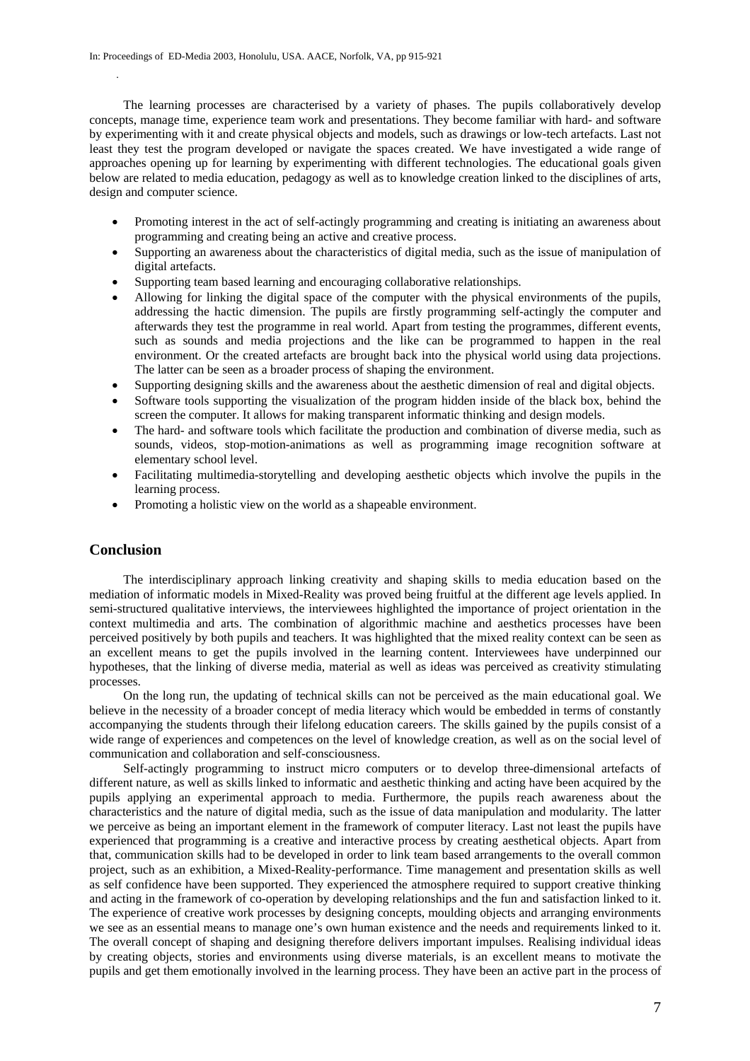The learning processes are characterised by a variety of phases. The pupils collaboratively develop concepts, manage time, experience team work and presentations. They become familiar with hard- and software by experimenting with it and create physical objects and models, such as drawings or low-tech artefacts. Last not least they test the program developed or navigate the spaces created. We have investigated a wide range of approaches opening up for learning by experimenting with different technologies. The educational goals given below are related to media education, pedagogy as well as to knowledge creation linked to the disciplines of arts, design and computer science.

- Promoting interest in the act of self-actingly programming and creating is initiating an awareness about programming and creating being an active and creative process.
- Supporting an awareness about the characteristics of digital media, such as the issue of manipulation of digital artefacts.
- Supporting team based learning and encouraging collaborative relationships.
- Allowing for linking the digital space of the computer with the physical environments of the pupils, addressing the hactic dimension. The pupils are firstly programming self-actingly the computer and afterwards they test the programme in real world. Apart from testing the programmes, different events, such as sounds and media projections and the like can be programmed to happen in the real environment. Or the created artefacts are brought back into the physical world using data projections. The latter can be seen as a broader process of shaping the environment.
- Supporting designing skills and the awareness about the aesthetic dimension of real and digital objects.
- Software tools supporting the visualization of the program hidden inside of the black box, behind the screen the computer. It allows for making transparent informatic thinking and design models.
- The hard- and software tools which facilitate the production and combination of diverse media, such as sounds, videos, stop-motion-animations as well as programming image recognition software at elementary school level.
- Facilitating multimedia-storytelling and developing aesthetic objects which involve the pupils in the learning process.
- Promoting a holistic view on the world as a shapeable environment.

## Conclusion

The interdisciplinary approach linking creativity and shaping skills to media education based on the mediation of informatic models in Mixed-Reality was proved being fruitful at the different age levels applied. In semi-structured qualitative interviews, the interviewees highlighted the importance of project orientation in the context multimedia and arts. The combination of algorithmic machine and aesthetics processes have been perceived positively by both pupils and teachers. It was highlighted that the mixed reality context can be seen as an excellent means to get the pupils involved in the learning content. Interviewees have underpinned our hypotheses, that the linking of diverse media, material as well as ideas was perceived as creativity stimulating processes.

On the long run, the updating of technical skills can not be perceived as the main educational goal. We believe in the necessity of a broader concept of media literacy which would be embedded in terms of constantly accompanying the students through their lifelong education careers. The skills gained by the pupils consist of a wide range of experiences and competences on the level of knowledge creation, as well as on the social level of communication and collaboration and self-consciousness.

Self-actingly programming to instruct micro computers or to develop three-dimensional artefacts of different nature, as well as skills linked to informatic and aesthetic thinking and acting have been acquired by the pupils applying an experimental approach to media. Furthermore, the pupils reach awareness about the characteristics and the nature of digital media, such as the issue of data manipulation and modularity. The latter we perceive as being an important element in the framework of computer literacy. Last not least the pupils have experienced that programming is a creative and interactive process by creating aesthetical objects. Apart from that, communication skills had to be developed in order to link team based arrangements to the overall common project, such as an exhibition, a Mixed-Reality-performance. Time management and presentation skills as well as self confidence have been supported. They experienced the atmosphere required to support creative thinking and acting in the framework of co-operation by developing relationships and the fun and satisfaction linked to it. The experience of creative work processes by designing concepts, moulding objects and arranging environments we see as an essential means to manage one's own human existence and the needs and requirements linked to it. The overall concept of shaping and designing therefore delivers important impulses. Realising individual ideas by creating objects, stories and environments using diverse materials, is an excellent means to motivate the pupils and get them emotionally involved in the learning process. They have been an active part in the process of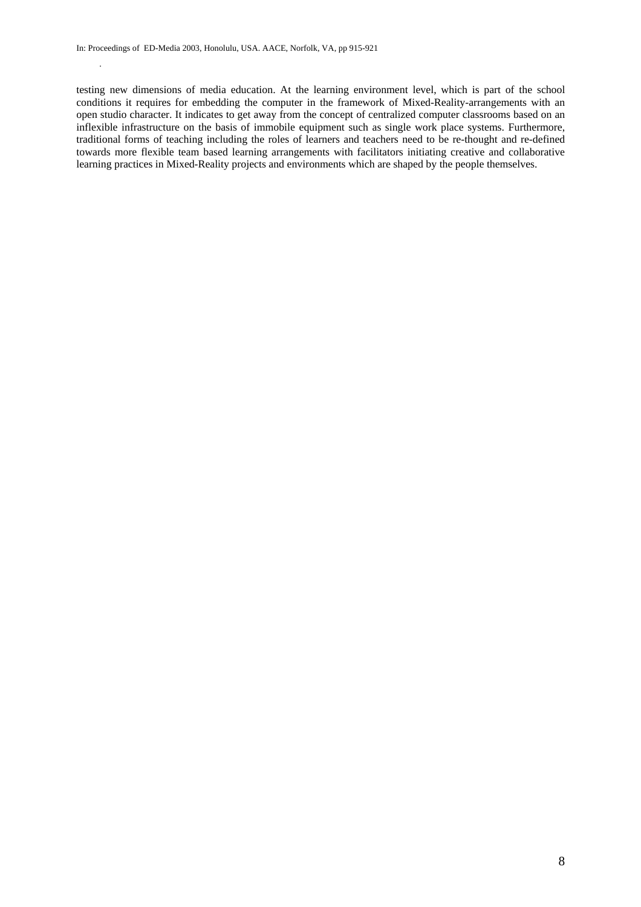testing new dimensions of media education. At the learning environment level, which is part of the school conditions it requires for embedding the computer in the framework of Mixed-Reality-arrangements with an open studio character. It indicates to get away from the concept of centralized computer classrooms based on an inflexible infrastructure on the basis of immobile equipment such as single work place systems. Furthermore, traditional forms of teaching including the roles of learners and teachers need to be re-thought and re-defined towards more flexible team based learning arrangements with facilitators initiating creative and collaborative learning practices in Mixed-Reality projects and environments which are shaped by the people themselves.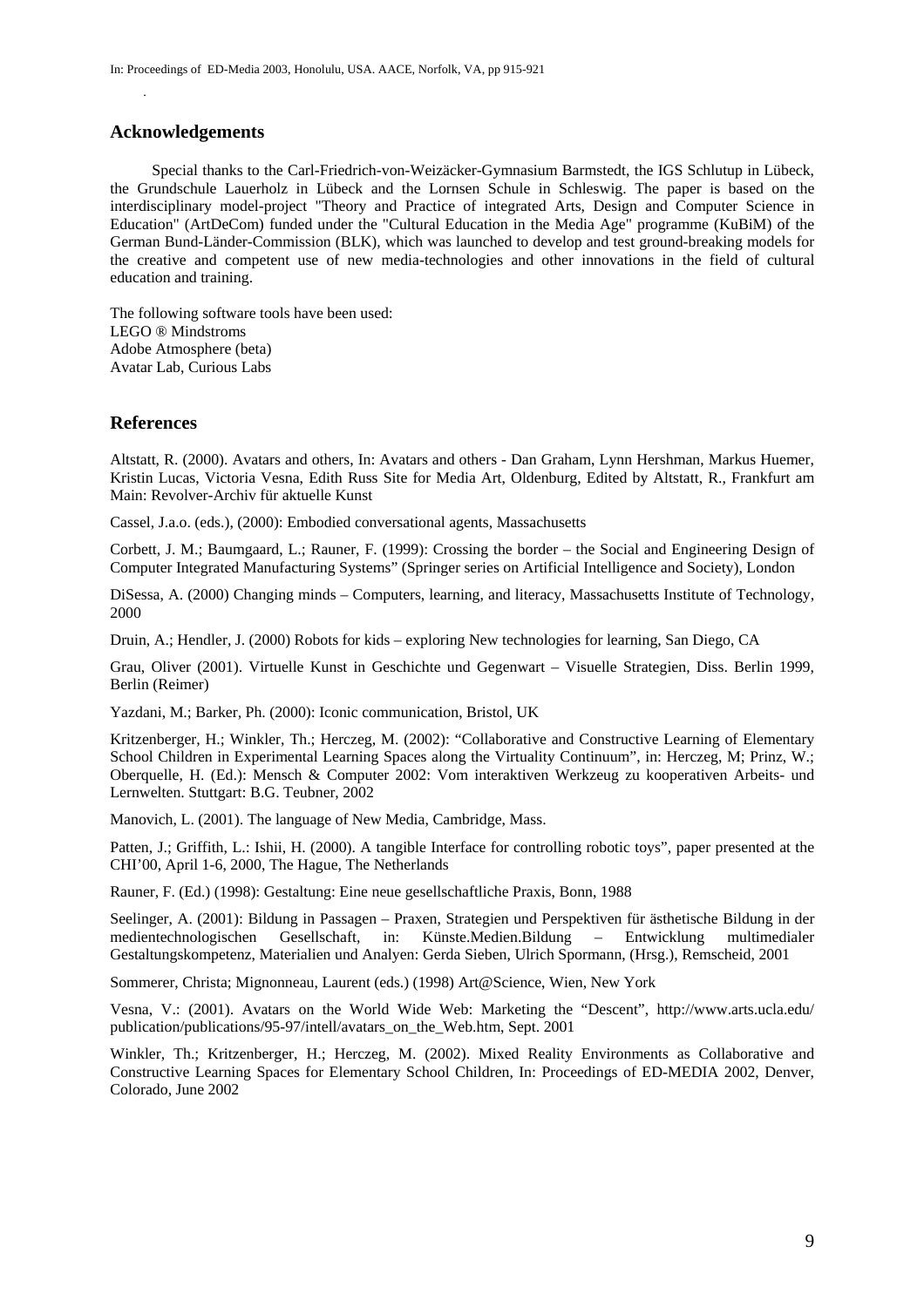## Acknowledgements

Special thanks to the Carl-Friedrich-von-Weizäcker-Gymnasium Barmstedt, the IGS Schlutup in Lübeck, the Grundschule Lauerholz in Lübeck and the Lornsen Schule in Schleswig. The paper is based on the interdisciplinary model-project "Theory and Practice of integrated Arts, Design and Computer Science in Education" (ArtDeCom) funded under the "Cultural Education in the Media Age" programme (KuBiM) of the German Bund-Länder-Commission (BLK), which was launched to develop and test ground-breaking models for the creative and competent use of new media-technologies and other innovations in the field of cultural education and training.

The following software tools have been used:
LEGO ® Mindstroms
Adobe Atmosphere (beta)
Avatar Lab, Curious Labs

## References

Altstatt, R. (2000). Avatars and others, In: Avatars and others - Dan Graham, Lynn Hershman, Markus Huemer, Kristin Lucas, Victoria Vesna, Edith Russ Site for Media Art, Oldenburg, Edited by Altstatt, R., Frankfurt am Main: Revolver-Archiv für aktuelle Kunst

Cassel, J.a.o. (eds.), (2000): Embodied conversational agents, Massachusetts

Corbett, J. M.; Baumgaard, L.; Rauner, F. (1999): Crossing the border – the Social and Engineering Design of Computer Integrated Manufacturing Systems" (Springer series on Artificial Intelligence and Society), London

DiSessa, A. (2000) Changing minds – Computers, learning, and literacy, Massachusetts Institute of Technology, 2000

Druin, A.; Hendler, J. (2000) Robots for kids – exploring New technologies for learning, San Diego, CA

Grau, Oliver (2001). Virtuelle Kunst in Geschichte und Gegenwart – Visuelle Strategien, Diss. Berlin 1999, Berlin (Reimer)

Yazdani, M.; Barker, Ph. (2000): Iconic communication, Bristol, UK

Kritzenberger, H.; Winkler, Th.; Herczeg, M. (2002): "Collaborative and Constructive Learning of Elementary School Children in Experimental Learning Spaces along the Virtuality Continuum", in: Herczeg, M; Prinz, W.; Oberquelle, H. (Ed.): Mensch & Computer 2002: Vom interaktiven Werkzeug zu kooperativen Arbeits- und Lernwelten. Stuttgart: B.G. Teubner, 2002

Manovich, L. (2001). The language of New Media, Cambridge, Mass.

Patten, J.; Griffith, L.: Ishii, H. (2000). A tangible Interface for controlling robotic toys", paper presented at the CHI'00, April 1-6, 2000, The Hague, The Netherlands

Rauner, F. (Ed.) (1998): Gestaltung: Eine neue gesellschaftliche Praxis, Bonn, 1988

Seelinger, A. (2001): Bildung in Passagen – Praxen, Strategien und Perspektiven für ästhetische Bildung in der medientechnologischen Gesellschaft, in: Künste.Medien.Bildung – Entwicklung multimedialer Gestaltungskompetenz, Materialien und Analyen: Gerda Sieben, Ulrich Spormann, (Hrsg.), Remscheid, 2001

Sommerer, Christa; Mignonneau, Laurent (eds.) (1998) Art@Science, Wien, New York

Vesna, V.: (2001). Avatars on the World Wide Web: Marketing the "Descent", http://www.arts.ucla.edu/publication/publications/95-97/intell/avatars_on_the_Web.htm, Sept. 2001

Winkler, Th.; Kritzenberger, H.; Herczeg, M. (2002). Mixed Reality Environments as Collaborative and Constructive Learning Spaces for Elementary School Children, In: Proceedings of ED-MEDIA 2002, Denver, Colorado, June 2002